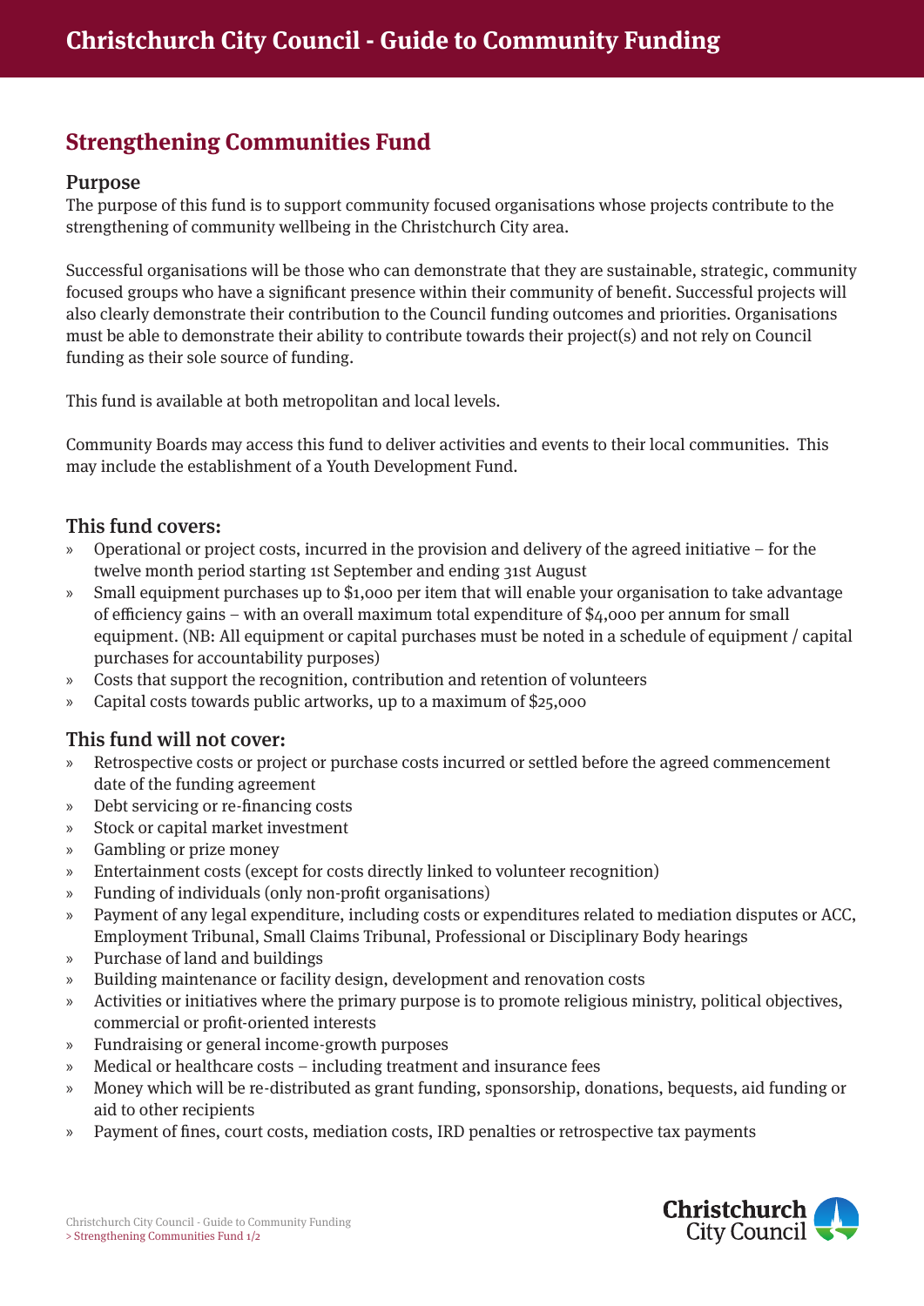# Strengthening Communities Fund

## Purpose

The purpose of this fund is to support community focused organisations whose projects contribute to the strengthening of community wellbeing in the Christchurch City area.

Successful organisations will be those who can demonstrate that they are sustainable, strategic, community focused groups who have a significant presence within their community of benefit. Successful projects will also clearly demonstrate their contribution to the Council funding outcomes and priorities. Organisations must be able to demonstrate their ability to contribute towards their project(s) and not rely on Council funding as their sole source of funding.

This fund is available at both metropolitan and local levels.

Community Boards may access this fund to deliver activities and events to their local communities. This may include the establishment of a Youth Development Fund.

## This fund covers:

- Operational or project costs, incurred in the provision and delivery of the agreed initiative – for the twelve month period starting 1st September and ending 31st August
- Small equipment purchases up to $1,000 per item that will enable your organisation to take advantage of efficiency gains – with an overall maximum total expenditure of $4,000 per annum for small equipment. (NB: All equipment or capital purchases must be noted in a schedule of equipment / capital purchases for accountability purposes)
- Costs that support the recognition, contribution and retention of volunteers
- Capital costs towards public artworks, up to a maximum of $25,000

## This fund will not cover:

- Retrospective costs or project or purchase costs incurred or settled before the agreed commencement date of the funding agreement
- Debt servicing or re-financing costs
- Stock or capital market investment
- Gambling or prize money
- Entertainment costs (except for costs directly linked to volunteer recognition)
- Funding of individuals (only non-profit organisations)
- Payment of any legal expenditure, including costs or expenditures related to mediation disputes or ACC, Employment Tribunal, Small Claims Tribunal, Professional or Disciplinary Body hearings
- Purchase of land and buildings
- Building maintenance or facility design, development and renovation costs
- Activities or initiatives where the primary purpose is to promote religious ministry, political objectives, commercial or profit-oriented interests
- Fundraising or general income-growth purposes
- Medical or healthcare costs – including treatment and insurance fees
- Money which will be re-distributed as grant funding, sponsorship, donations, bequests, aid funding or aid to other recipients
- Payment of fines, court costs, mediation costs, IRD penalties or retrospective tax payments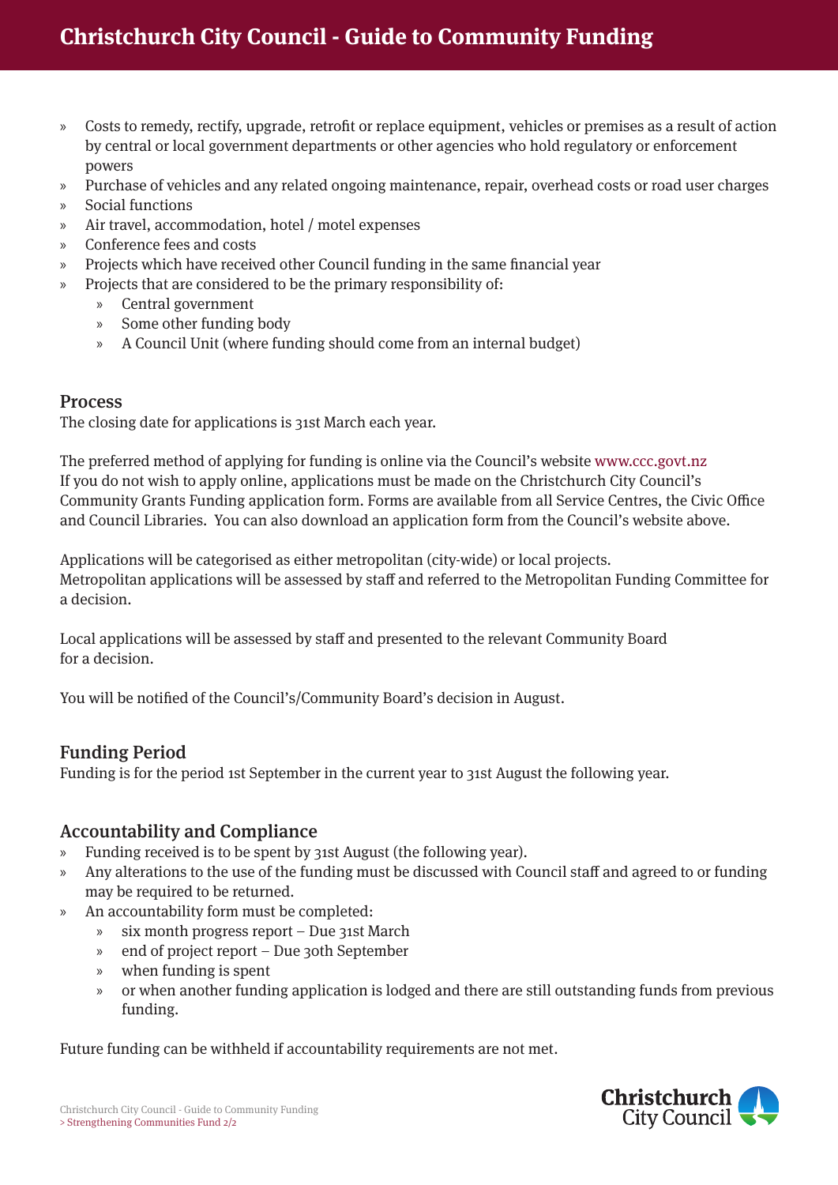- Costs to remedy, rectify, upgrade, retrofit or replace equipment, vehicles or premises as a result of action by central or local government departments or other agencies who hold regulatory or enforcement powers
- Purchase of vehicles and any related ongoing maintenance, repair, overhead costs or road user charges
- Social functions
- Air travel, accommodation, hotel / motel expenses
- Conference fees and costs
- Projects which have received other Council funding in the same financial year
- Projects that are considered to be the primary responsibility of:
  - Central government
  - Some other funding body
  - A Council Unit (where funding should come from an internal budget)

## Process

The closing date for applications is 31st March each year.

The preferred method of applying for funding is online via the Council's website www.ccc.govt.nz
If you do not wish to apply online, applications must be made on the Christchurch City Council's Community Grants Funding application form. Forms are available from all Service Centres, the Civic Office and Council Libraries. You can also download an application form from the Council's website above.

Applications will be categorised as either metropolitan (city-wide) or local projects.
Metropolitan applications will be assessed by staff and referred to the Metropolitan Funding Committee for a decision.

Local applications will be assessed by staff and presented to the relevant Community Board for a decision.

You will be notified of the Council's/Community Board's decision in August.

## Funding Period

Funding is for the period 1st September in the current year to 31st August the following year.

## Accountability and Compliance

- Funding received is to be spent by 31st August (the following year).
- Any alterations to the use of the funding must be discussed with Council staff and agreed to or funding may be required to be returned.
- An accountability form must be completed:
  - six month progress report – Due 31st March
  - end of project report – Due 30th September
  - when funding is spent
  - or when another funding application is lodged and there are still outstanding funds from previous funding.

Future funding can be withheld if accountability requirements are not met.